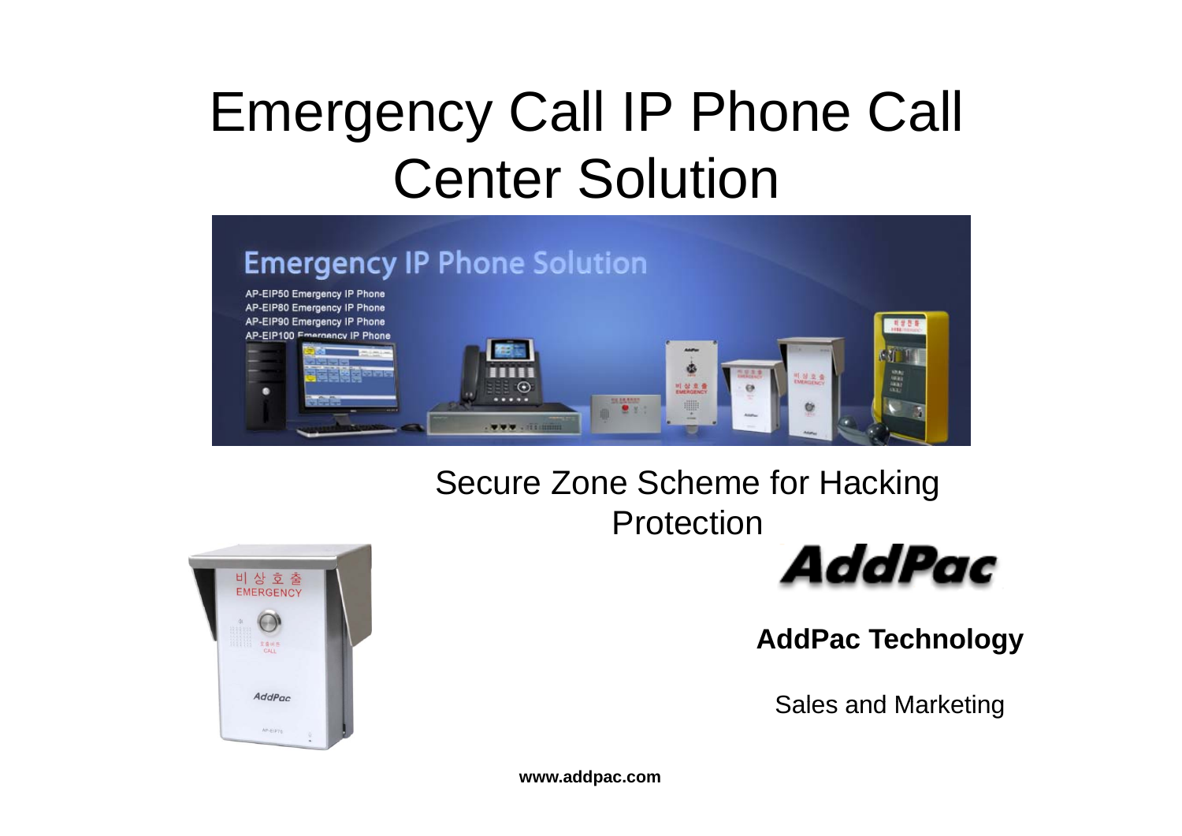# Emergency Call IP Phone Call Center Solution

Secure Zone Scheme for Hacking Protection

**AddPac Technology**

Sales and Marketing

**www.addpac.com**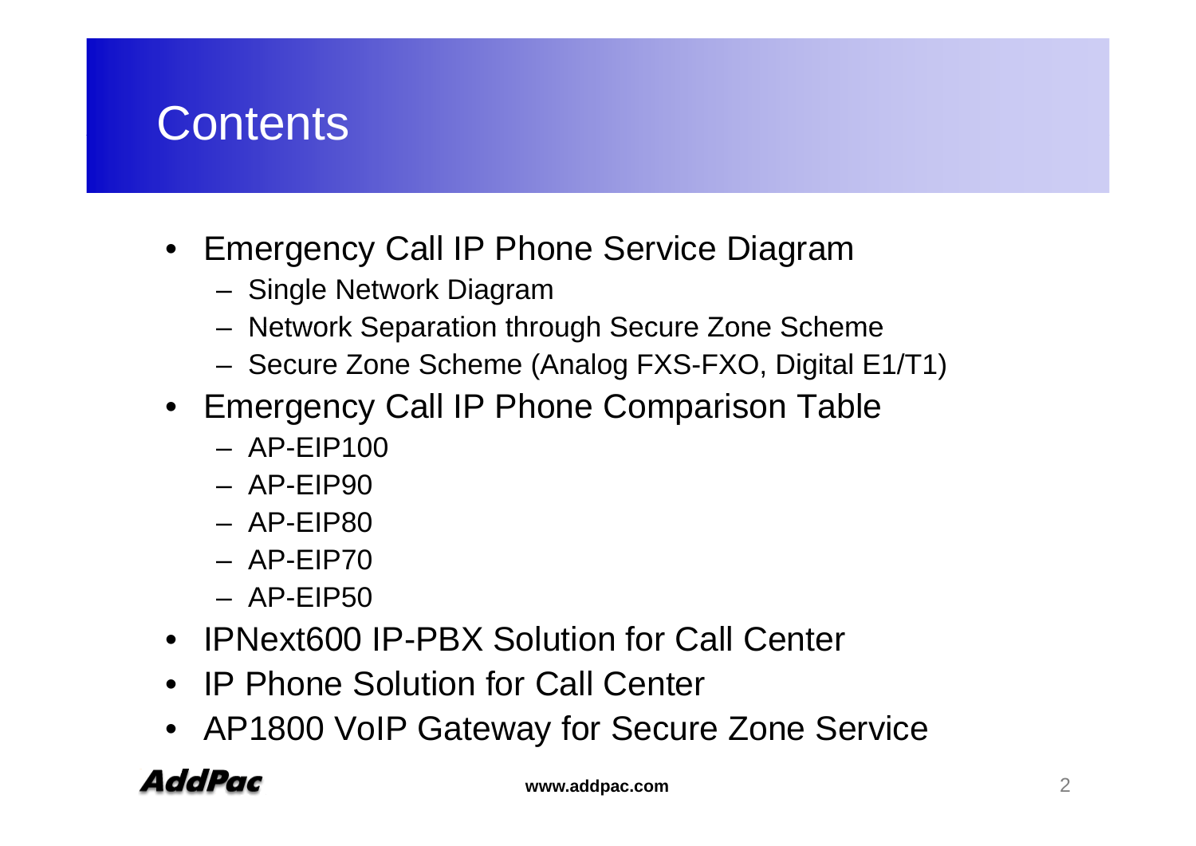# Contents

- Emergency Call IP Phone Service Diagram
  - Single Network Diagram
  - Network Separation through Secure Zone Scheme
  - Secure Zone Scheme (Analog FXS-FXO, Digital E1/T1)
- Emergency Call IP Phone Comparison Table
  - AP-EIP100
  - AP-EIP90
  - AP-EIP80
  - AP-EIP70
  - AP-EIP50
- IPNext600 IP-PBX Solution for Call Center
- IP Phone Solution for Call Center
- AP1800 VoIP Gateway for Secure Zone Service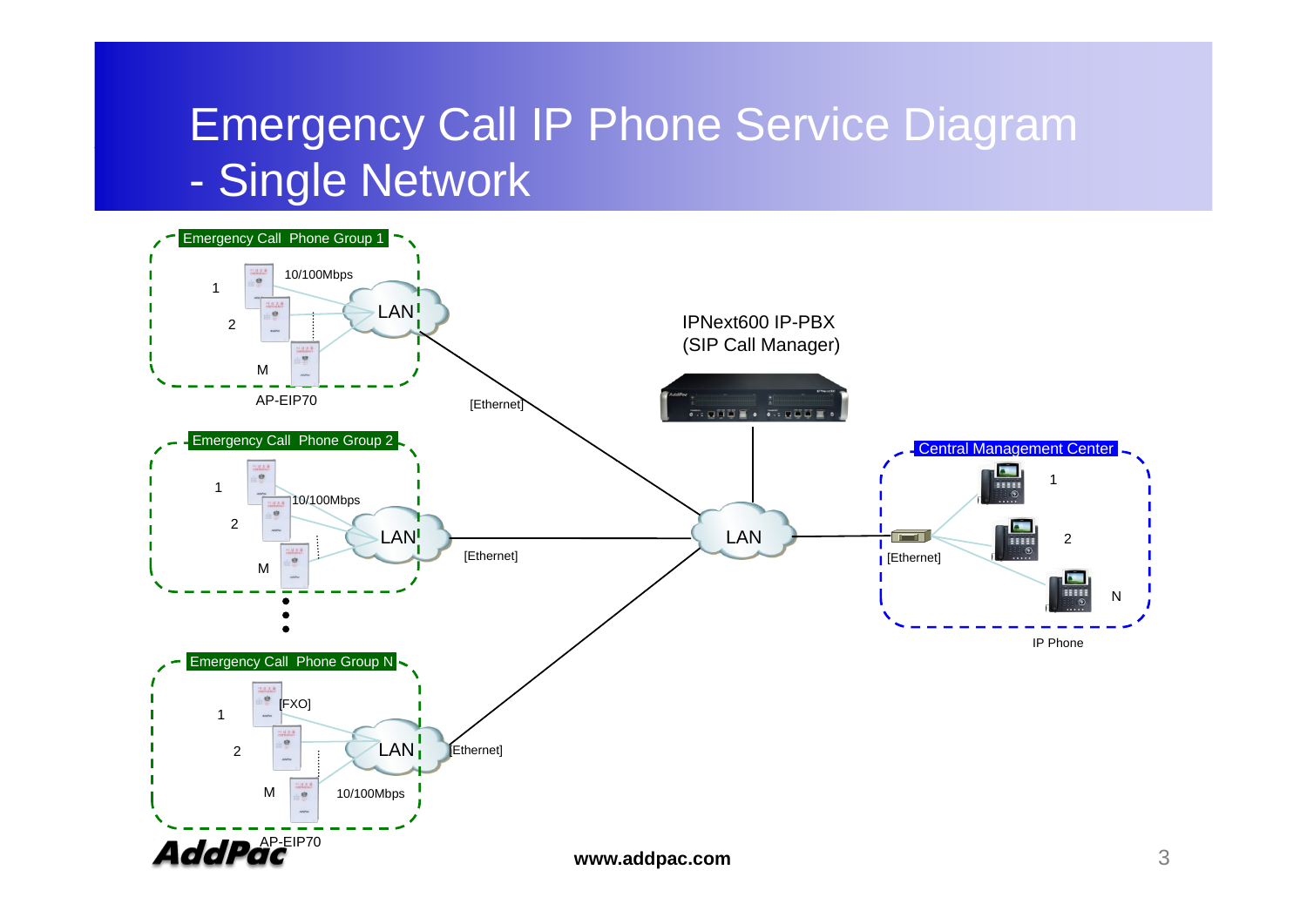# Emergency Call IP Phone Service Diagram - Single Network

Emergency Call Phone Group 1

1

2

M

10/100Mbps

LAN

AP-EIP70

[Ethernet]

IPNext600 IP-PBX (SIP Call Manager)

Emergency Call Phone Group 2

1

2

M

10/100Mbps

LAN

[Ethernet]

LAN

Central Management Center

1

2

N

[Ethernet]

IP Phone

Emergency Call Phone Group N

1

2

M

[FXO]

LAN

[Ethernet]

10/100Mbps

AP-EIP70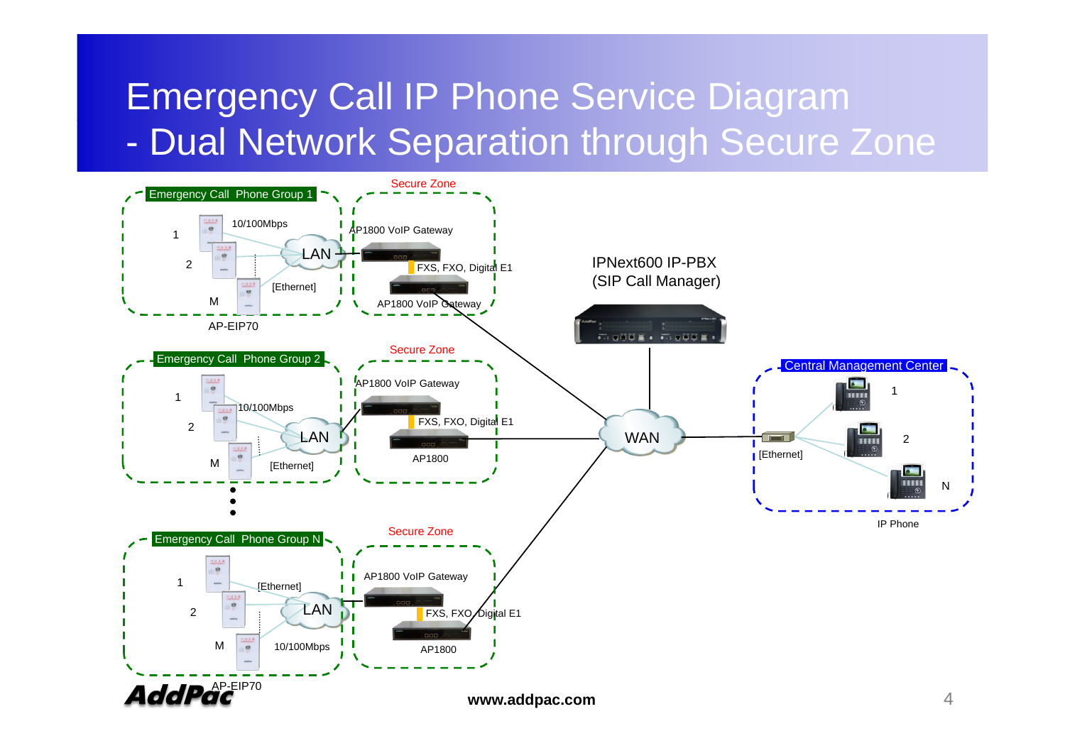# Emergency Call IP Phone Service Diagram
## - Dual Network Separation through Secure Zone

Emergency Call Phone Group 1

1

2

M

10/100Mbps

LAN

[Ethernet]

AP-EIP70

Secure Zone

AP1800 VoIP Gateway

FXS, FXO, Digital E1

AP1800 VoIP Gateway

Emergency Call Phone Group 2

1

2

M

10/100Mbps

LAN

[Ethernet]

Secure Zone

AP1800 VoIP Gateway

FXS, FXO, Digital E1

AP1800

Emergency Call Phone Group N

1

2

M

[Ethernet]

LAN

10/100Mbps

AP-EIP70

Secure Zone

AP1800 VoIP Gateway

FXS, FXO, Digital E1

AP1800

IPNext600 IP-PBX
(SIP Call Manager)

WAN

Central Management Center

[Ethernet]

1

2

N

IP Phone

www.addpac.com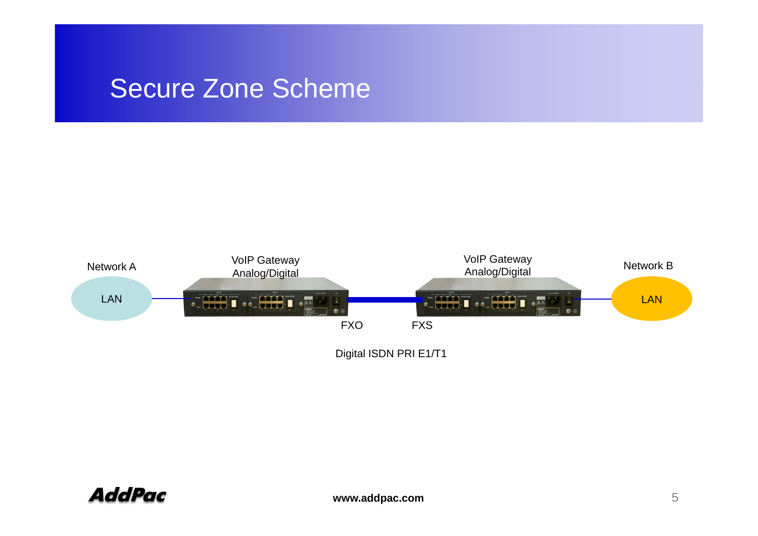# Secure Zone Scheme

Network A

LAN

VoIP Gateway
Analog/Digital

VoIP Gateway
Analog/Digital

Network B

LAN

FXO

FXS

Digital ISDN PRI E1/T1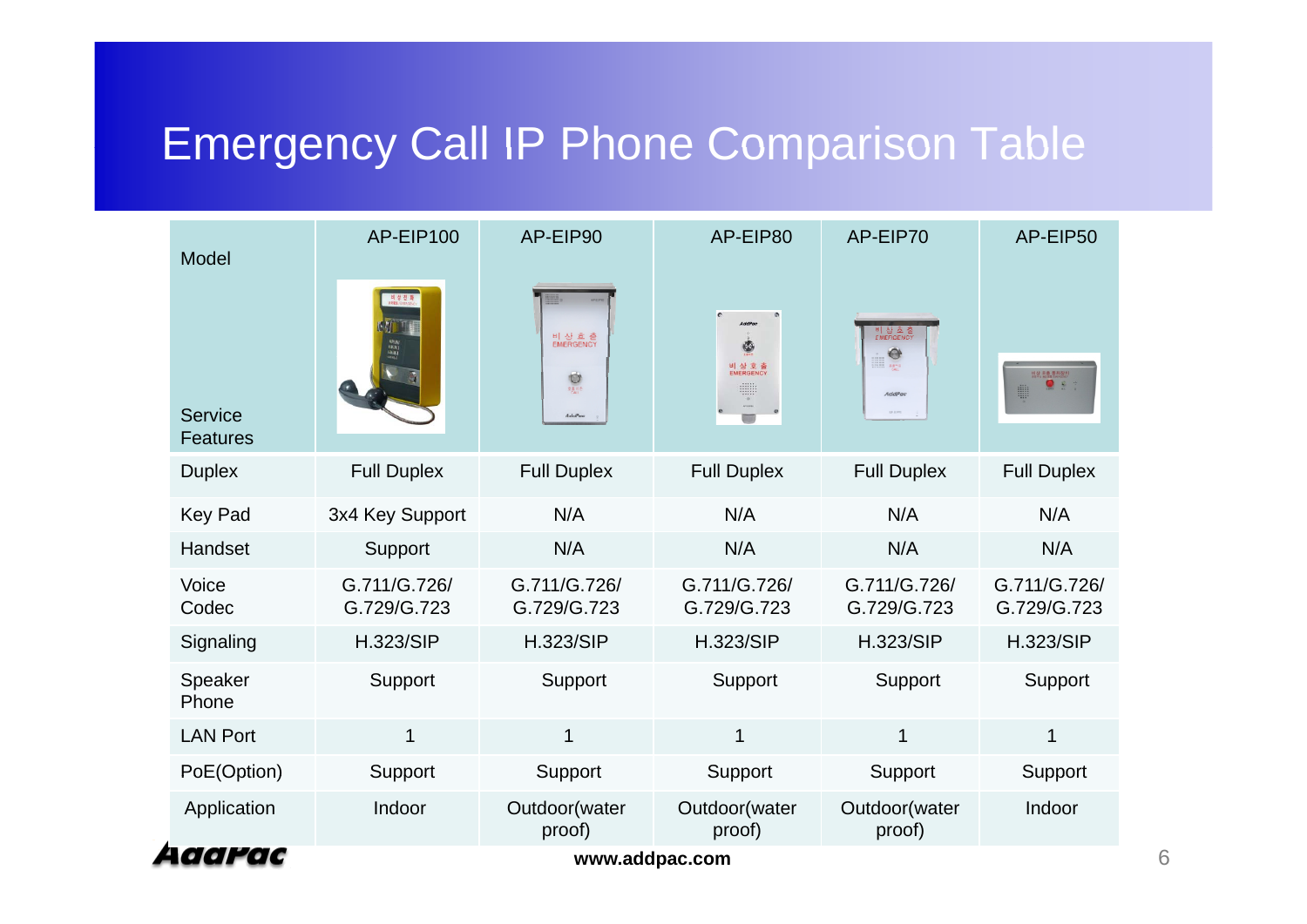# Emergency Call IP Phone Comparison Table

| Model / Service Features | AP-EIP100 | AP-EIP90 | AP-EIP80 | AP-EIP70 | AP-EIP50 |
|---|---|---|---|---|---|
| Duplex | Full Duplex | Full Duplex | Full Duplex | Full Duplex | Full Duplex |
| Key Pad | 3x4 Key Support | N/A | N/A | N/A | N/A |
| Handset | Support | N/A | N/A | N/A | N/A |
| Voice Codec | G.711/G.726/ G.729/G.723 | G.711/G.726/ G.729/G.723 | G.711/G.726/ G.729/G.723 | G.711/G.726/ G.729/G.723 | G.711/G.726/ G.729/G.723 |
| Signaling | H.323/SIP | H.323/SIP | H.323/SIP | H.323/SIP | H.323/SIP |
| Speaker Phone | Support | Support | Support | Support | Support |
| LAN Port | 1 | 1 | 1 | 1 | 1 |
| PoE(Option) | Support | Support | Support | Support | Support |
| Application | Indoor | Outdoor(water proof) | Outdoor(water proof) | Outdoor(water proof) | Indoor |

AddPac

www.addpac.com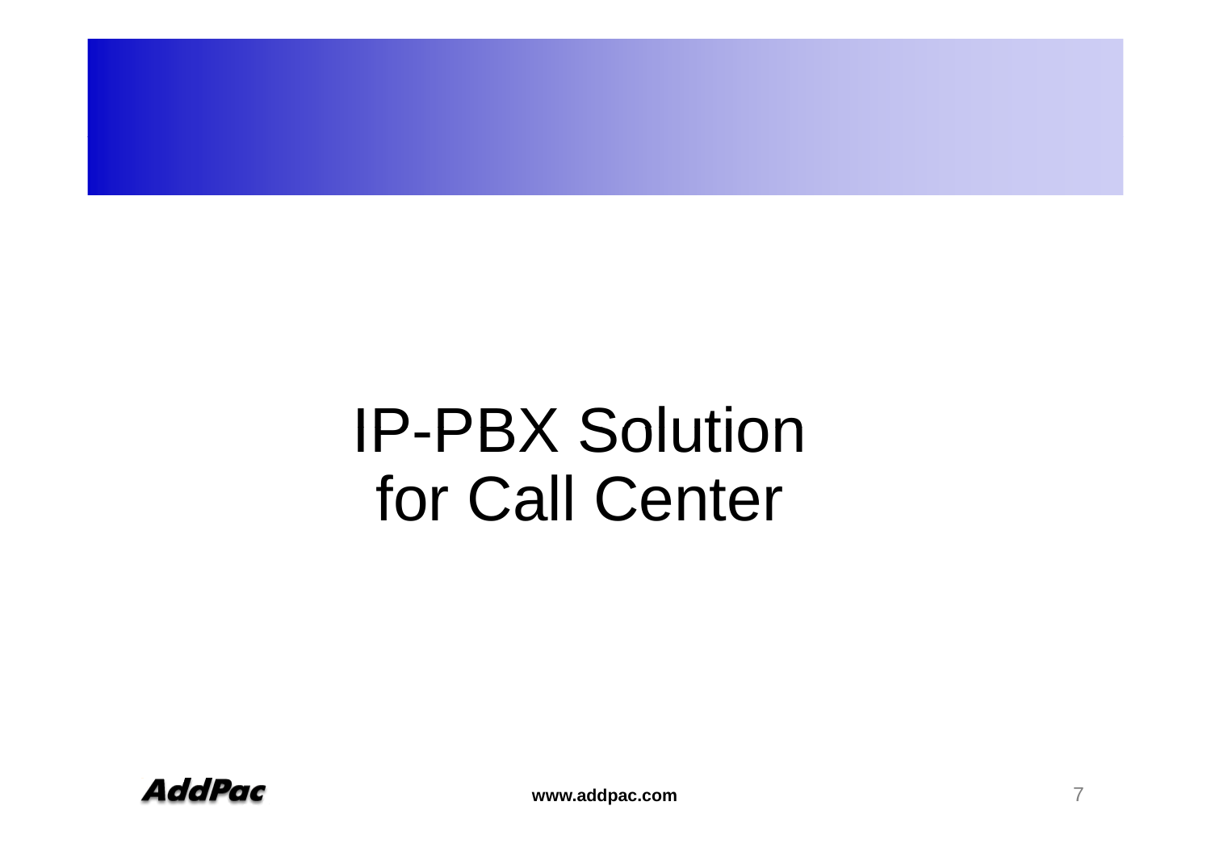# IP-PBX Solution for Call Center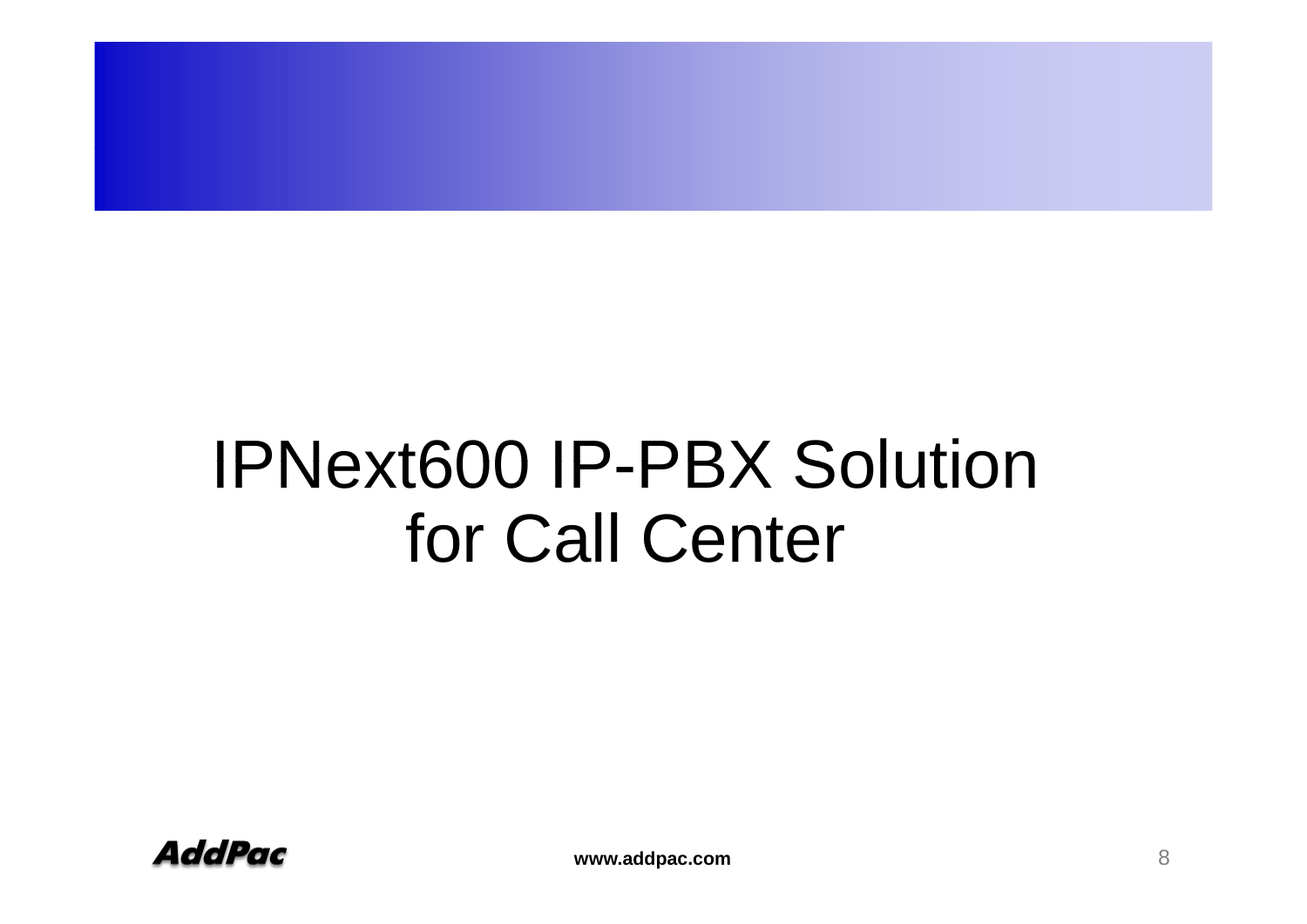# IPNext600 IP-PBX Solution for Call Center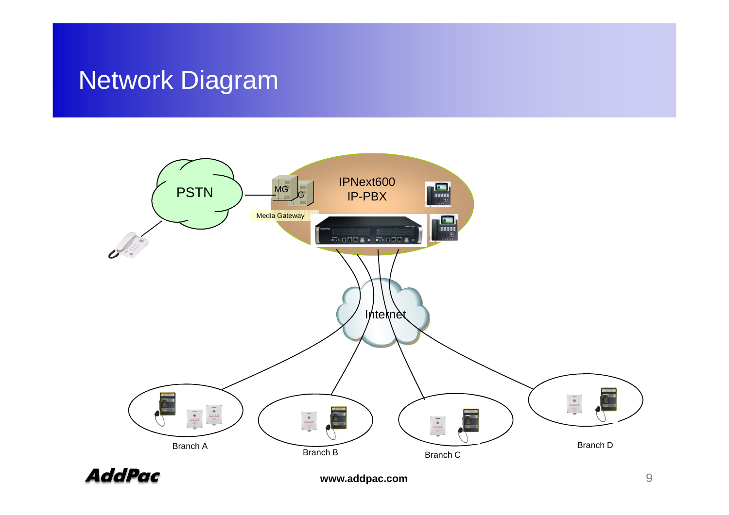# Network Diagram

PSTN

MG

Media Gateway

IPNext600
IP-PBX

Internet

Branch A

Branch B

Branch C

Branch D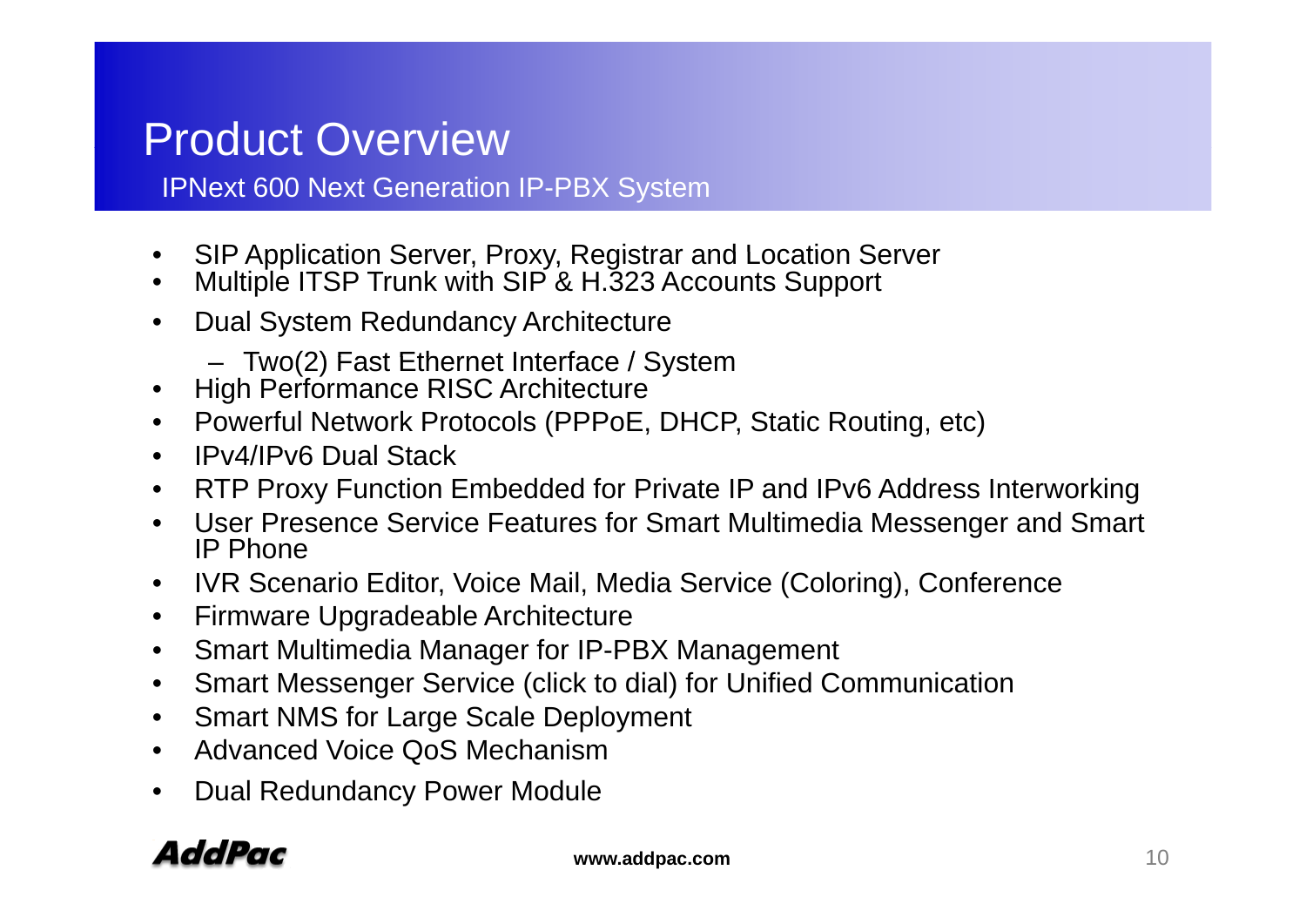# Product Overview

## IPNext 600 Next Generation IP-PBX System

- SIP Application Server, Proxy, Registrar and Location Server
- Multiple ITSP Trunk with SIP & H.323 Accounts Support
- Dual System Redundancy Architecture
  - Two(2) Fast Ethernet Interface / System
- High Performance RISC Architecture
- Powerful Network Protocols (PPPoE, DHCP, Static Routing, etc)
- IPv4/IPv6 Dual Stack
- RTP Proxy Function Embedded for Private IP and IPv6 Address Interworking
- User Presence Service Features for Smart Multimedia Messenger and Smart IP Phone
- IVR Scenario Editor, Voice Mail, Media Service (Coloring), Conference
- Firmware Upgradeable Architecture
- Smart Multimedia Manager for IP-PBX Management
- Smart Messenger Service (click to dial) for Unified Communication
- Smart NMS for Large Scale Deployment
- Advanced Voice QoS Mechanism
- Dual Redundancy Power Module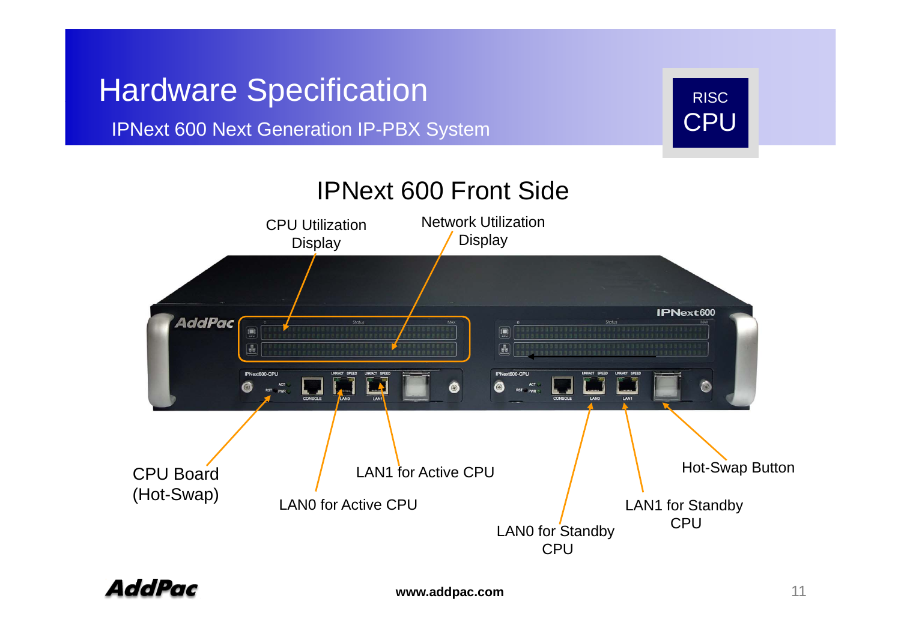# Hardware Specification

IPNext 600 Next Generation IP-PBX System

RISC CPU

## IPNext 600 Front Side

- CPU Utilization Display
- Network Utilization Display
- CPU Board (Hot-Swap)
- LAN0 for Active CPU
- LAN1 for Active CPU
- LAN0 for Standby CPU
- LAN1 for Standby CPU
- Hot-Swap Button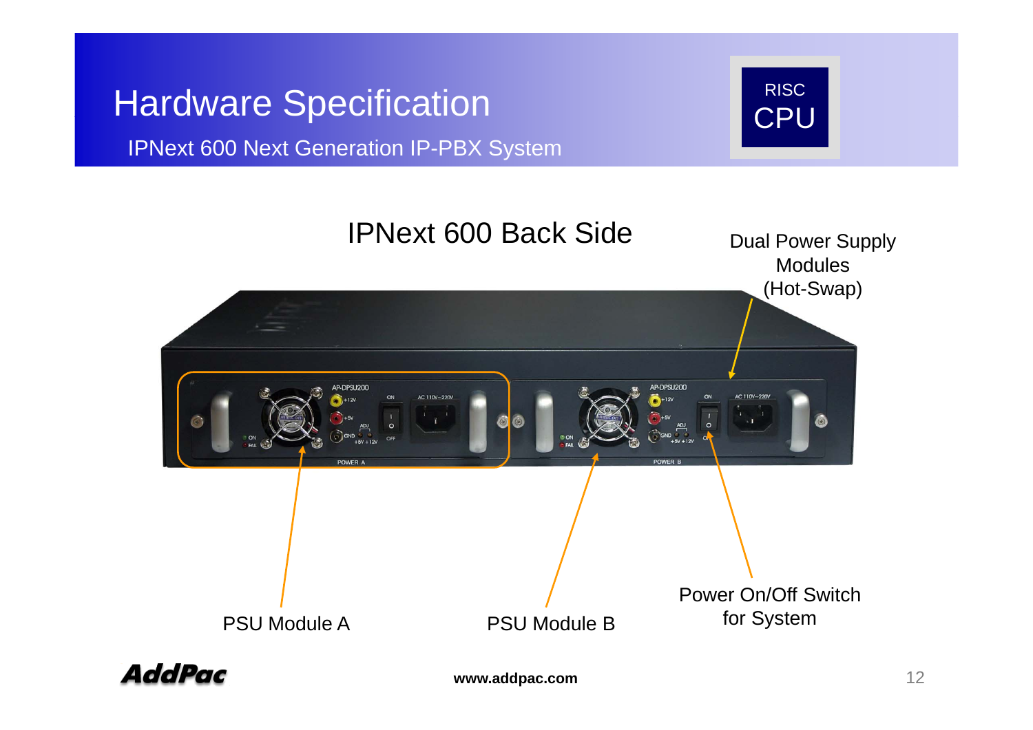# Hardware Specification

IPNext 600 Next Generation IP-PBX System

RISC CPU

## IPNext 600 Back Side

Dual Power Supply Modules (Hot-Swap)

PSU Module A

PSU Module B

Power On/Off Switch for System

www.addpac.com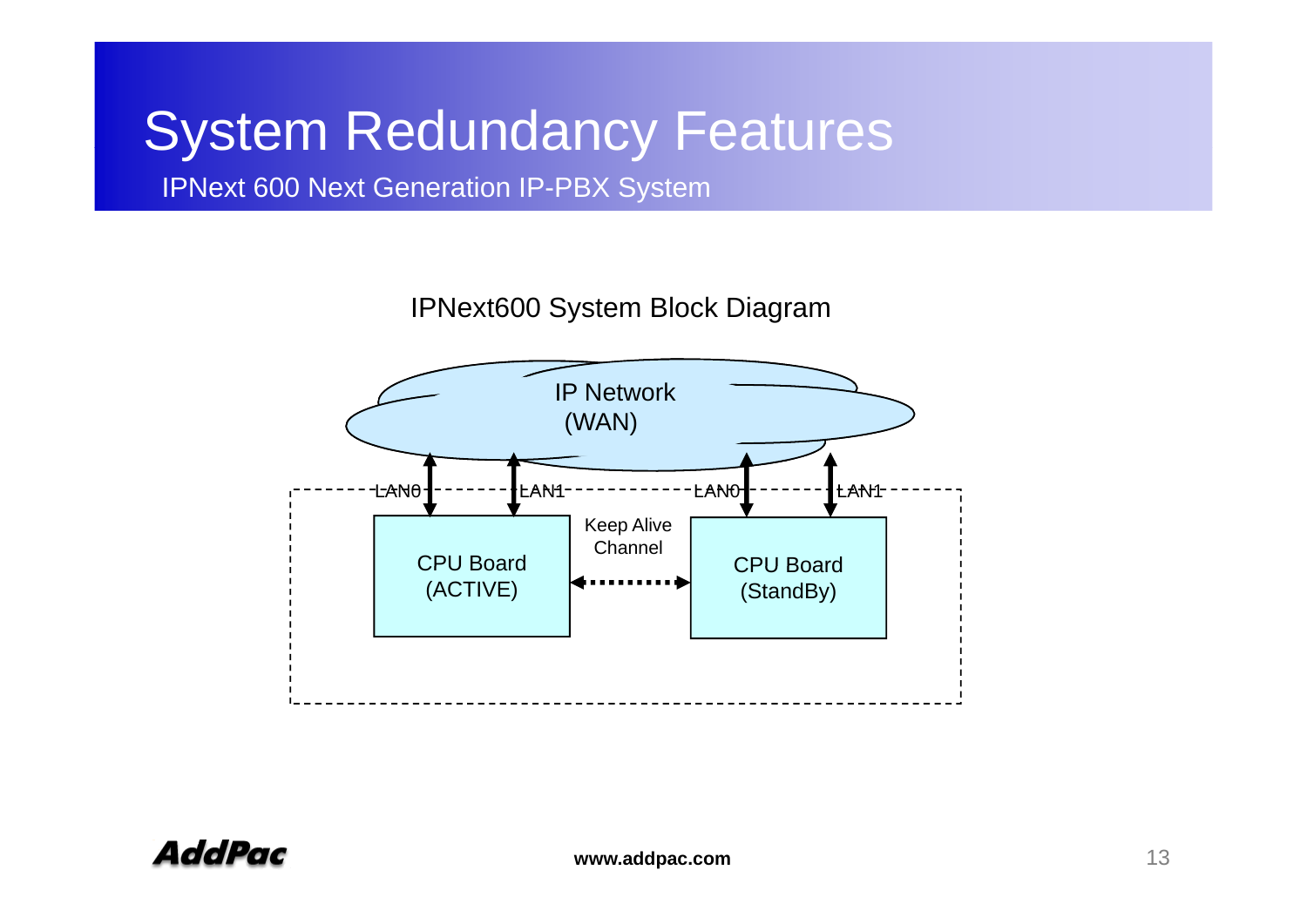# System Redundancy Features

IPNext 600 Next Generation IP-PBX System

IPNext600 System Block Diagram

IP Network
(WAN)

LAN0 LAN1 LAN0 LAN1

CPU Board
(ACTIVE)

Keep Alive
Channel

CPU Board
(StandBy)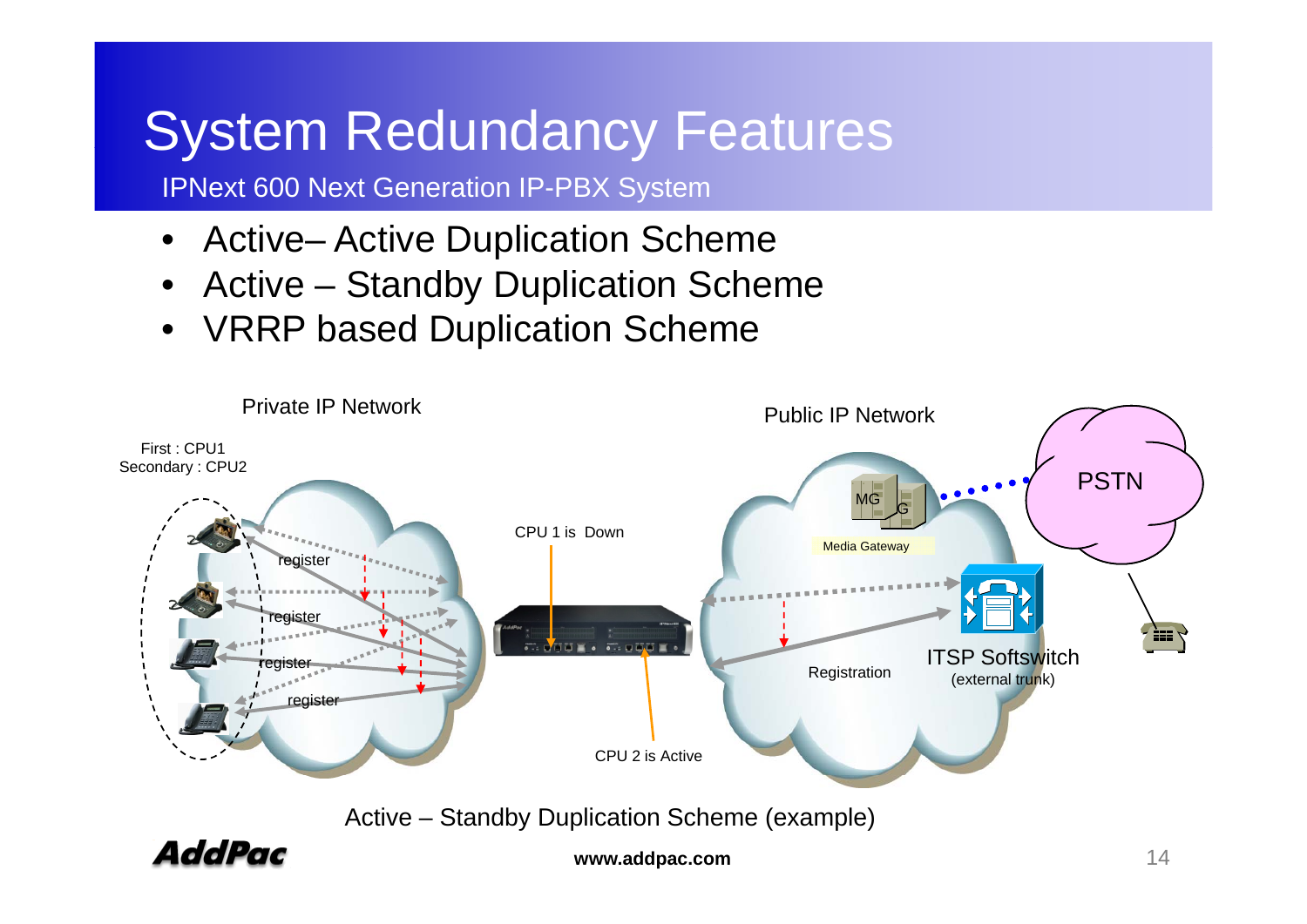# System Redundancy Features

IPNext 600 Next Generation IP-PBX System

- Active– Active Duplication Scheme
- Active – Standby Duplication Scheme
- VRRP based Duplication Scheme

Private IP Network

Public IP Network

First : CPU1
Secondary : CPU2

register

register

register

register

CPU 1 is Down

CPU 2 is Active

MG

Media Gateway

PSTN

Registration

ITSP Softswitch
(external trunk)

Active – Standby Duplication Scheme (example)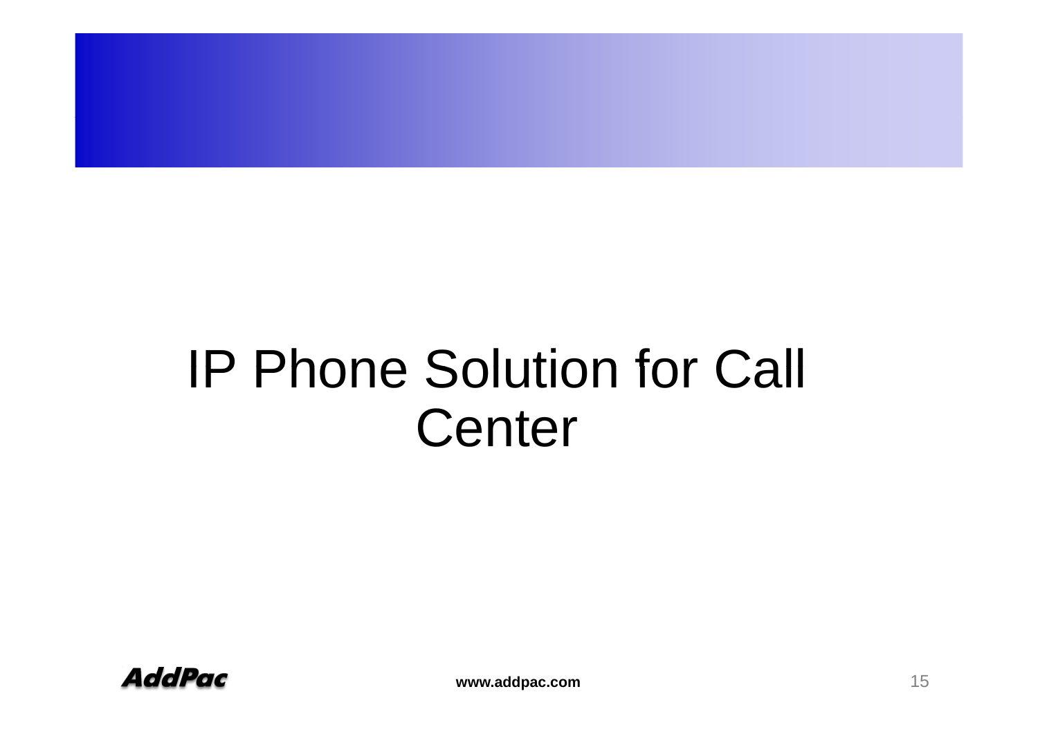# IP Phone Solution for Call Center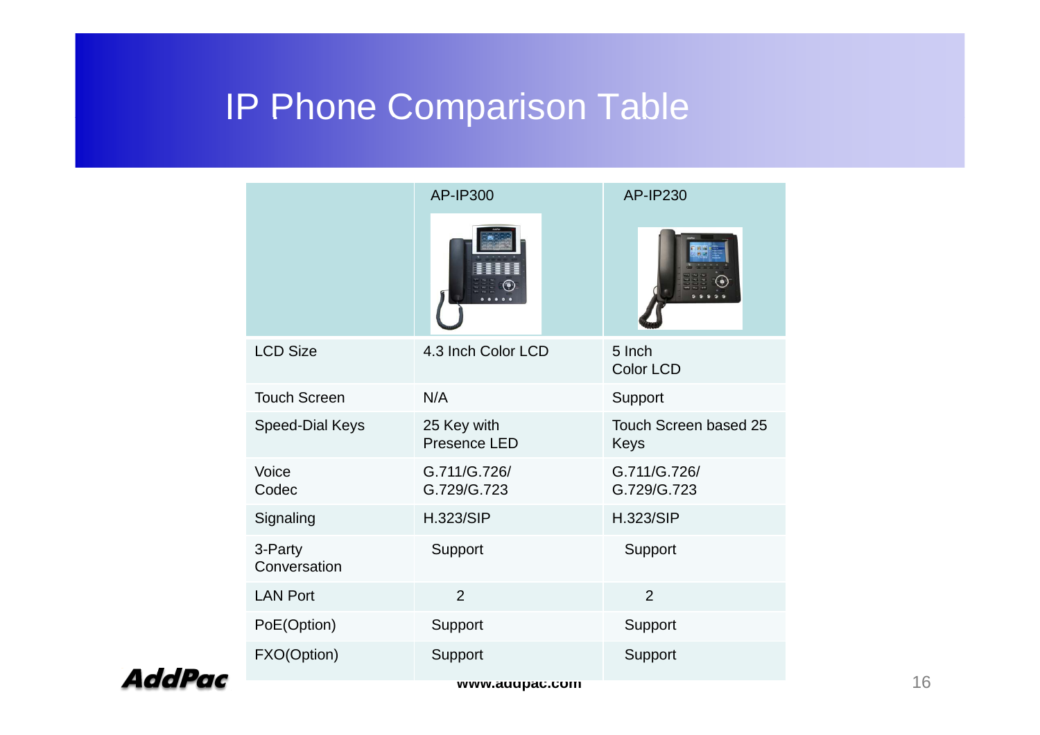# IP Phone Comparison Table

| | AP-IP300 | AP-IP230 |
|---|---|---|
| LCD Size | 4.3 Inch Color LCD | 5 Inch Color LCD |
| Touch Screen | N/A | Support |
| Speed-Dial Keys | 25 Key with Presence LED | Touch Screen based 25 Keys |
| Voice Codec | G.711/G.726/ G.729/G.723 | G.711/G.726/ G.729/G.723 |
| Signaling | H.323/SIP | H.323/SIP |
| 3-Party Conversation | Support | Support |
| LAN Port | 2 | 2 |
| PoE(Option) | Support | Support |
| FXO(Option) | Support | Support |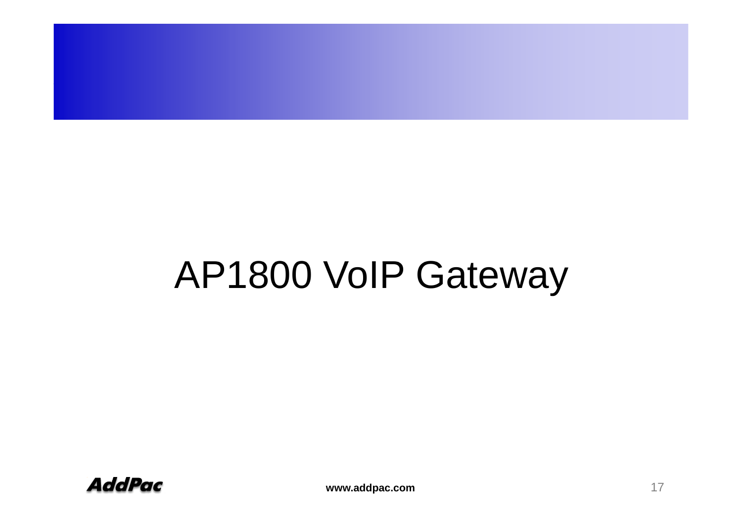# AP1800 VoIP Gateway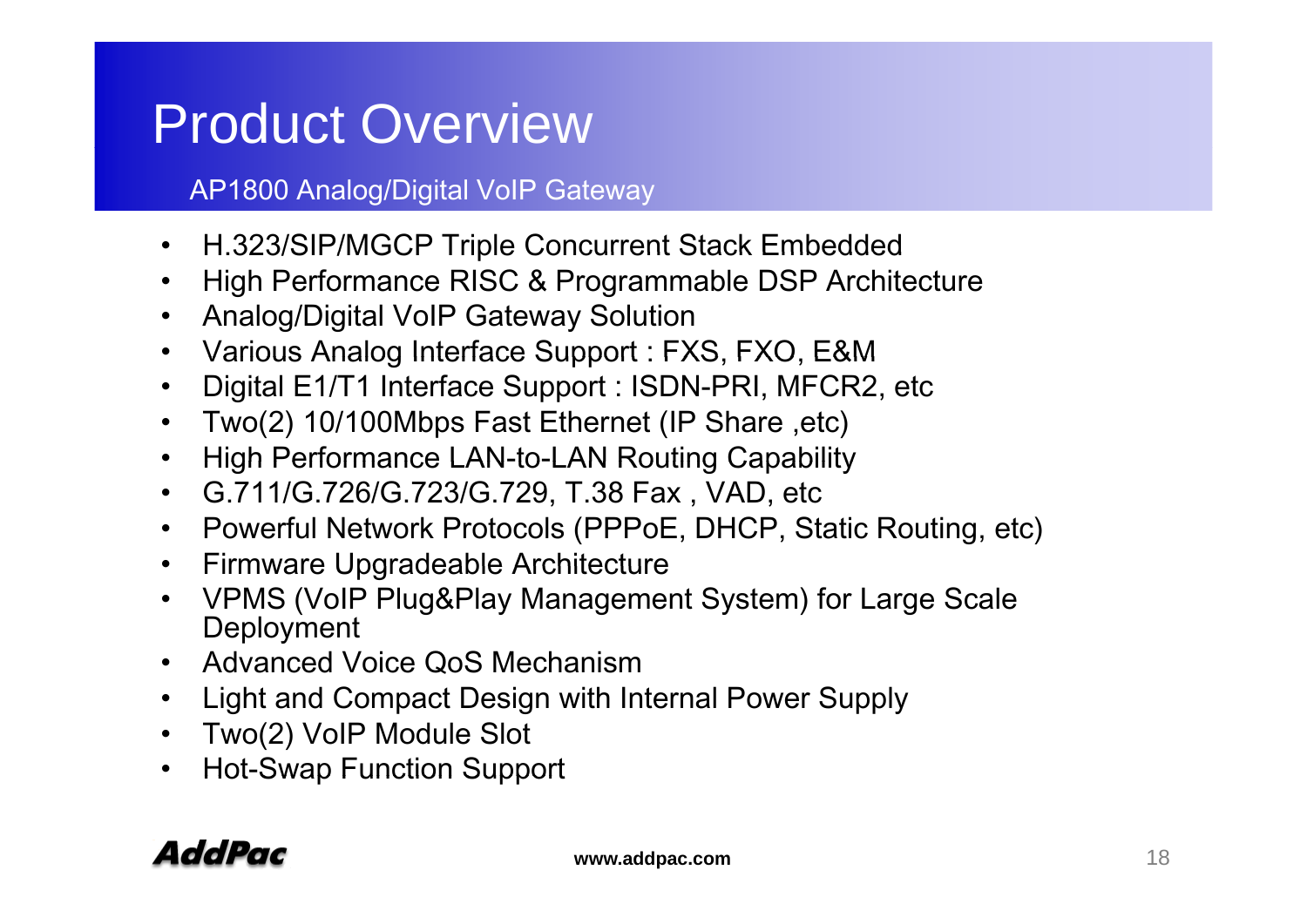# Product Overview

## AP1800 Analog/Digital VoIP Gateway

- H.323/SIP/MGCP Triple Concurrent Stack Embedded
- High Performance RISC & Programmable DSP Architecture
- Analog/Digital VoIP Gateway Solution
- Various Analog Interface Support : FXS, FXO, E&M
- Digital E1/T1 Interface Support : ISDN-PRI, MFCR2, etc
- Two(2) 10/100Mbps Fast Ethernet (IP Share ,etc)
- High Performance LAN-to-LAN Routing Capability
- G.711/G.726/G.723/G.729, T.38 Fax , VAD, etc
- Powerful Network Protocols (PPPoE, DHCP, Static Routing, etc)
- Firmware Upgradeable Architecture
- VPMS (VoIP Plug&Play Management System) for Large Scale Deployment
- Advanced Voice QoS Mechanism
- Light and Compact Design with Internal Power Supply
- Two(2) VoIP Module Slot
- Hot-Swap Function Support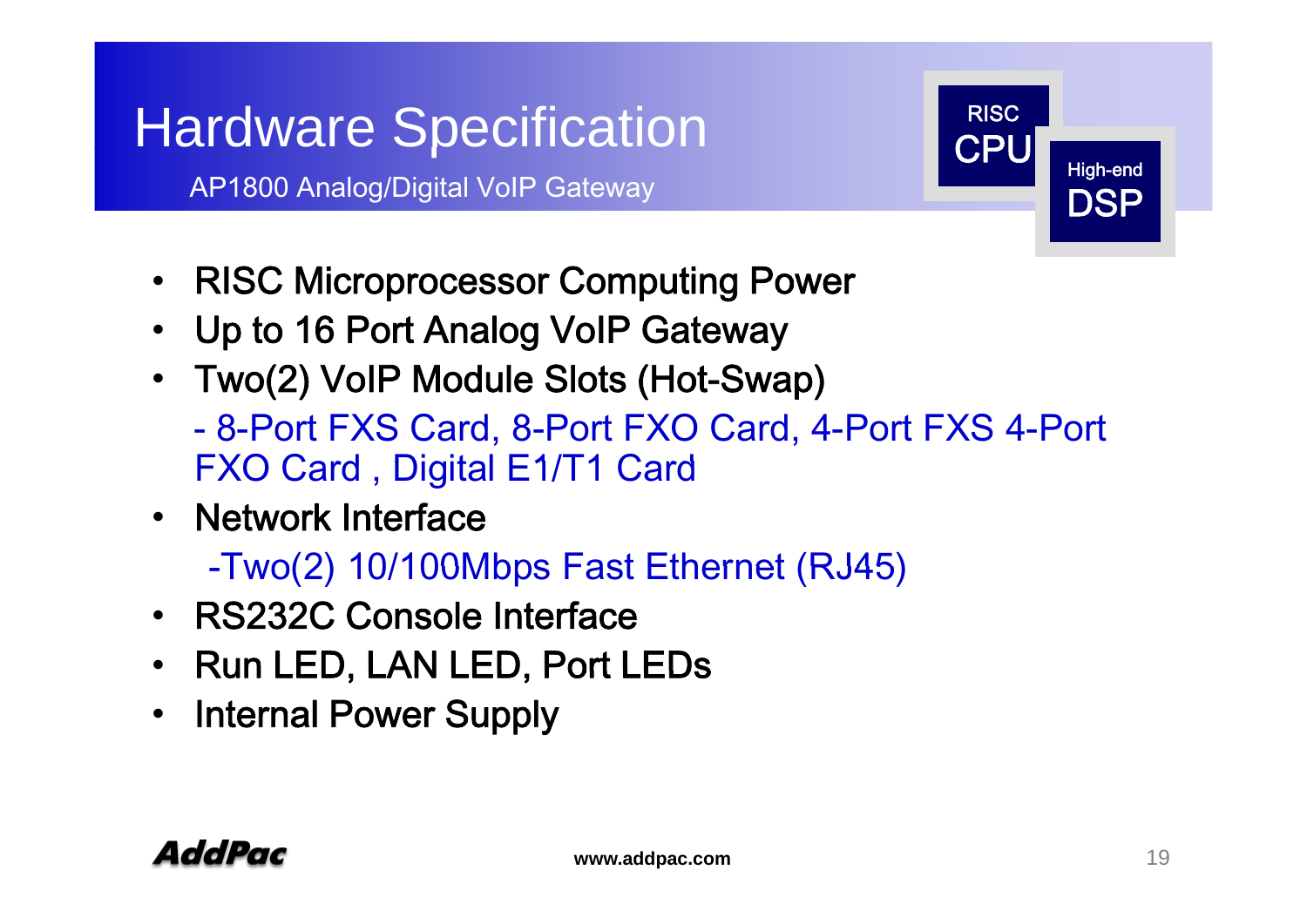# Hardware Specification

AP1800 Analog/Digital VoIP Gateway

RISC CPU

High-end DSP

- RISC Microprocessor Computing Power
- Up to 16 Port Analog VoIP Gateway
- Two(2) VoIP Module Slots (Hot-Swap)
  - 8-Port FXS Card, 8-Port FXO Card, 4-Port FXS 4-Port FXO Card , Digital E1/T1 Card
- Network Interface
  - -Two(2) 10/100Mbps Fast Ethernet (RJ45)
- RS232C Console Interface
- Run LED, LAN LED, Port LEDs
- Internal Power Supply

AddPac www.addpac.com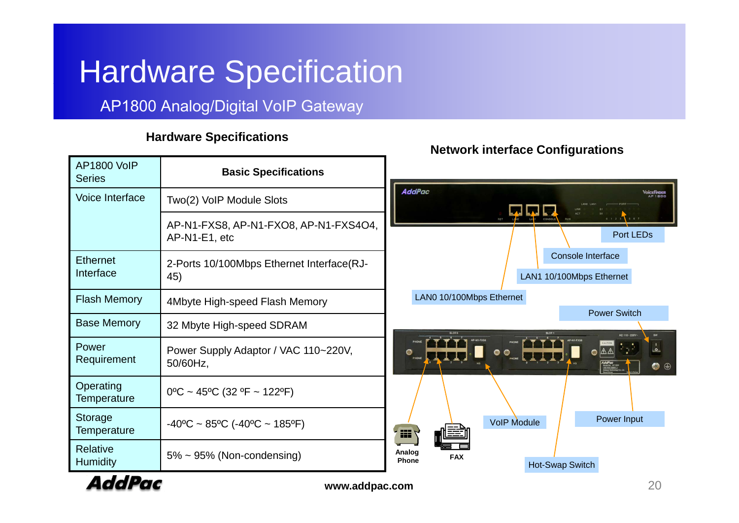# Hardware Specification

## AP1800 Analog/Digital VoIP Gateway

### Hardware Specifications

| AP1800 VoIP Series | Basic Specifications |
| --- | --- |
| Voice Interface | Two(2) VoIP Module Slots |
| | AP-N1-FXS8, AP-N1-FXO8, AP-N1-FXS4O4, AP-N1-E1, etc |
| Ethernet Interface | 2-Ports 10/100Mbps Ethernet Interface(RJ-45) |
| Flash Memory | 4Mbyte High-speed Flash Memory |
| Base Memory | 32 Mbyte High-speed SDRAM |
| Power Requirement | Power Supply Adaptor / VAC 110~220V, 50/60Hz, |
| Operating Temperature | 0ºC ~ 45ºC (32 ºF ~ 122ºF) |
| Storage Temperature | -40ºC ~ 85ºC (-40ºC ~ 185ºF) |
| Relative Humidity | 5% ~ 95% (Non-condensing) |

### Network interface Configurations

- Port LEDs
- Console Interface
- LAN1 10/100Mbps Ethernet
- LAN0 10/100Mbps Ethernet
- Power Switch
- Analog Phone
- FAX
- VoIP Module
- Power Input
- Hot-Swap Switch

www.addpac.com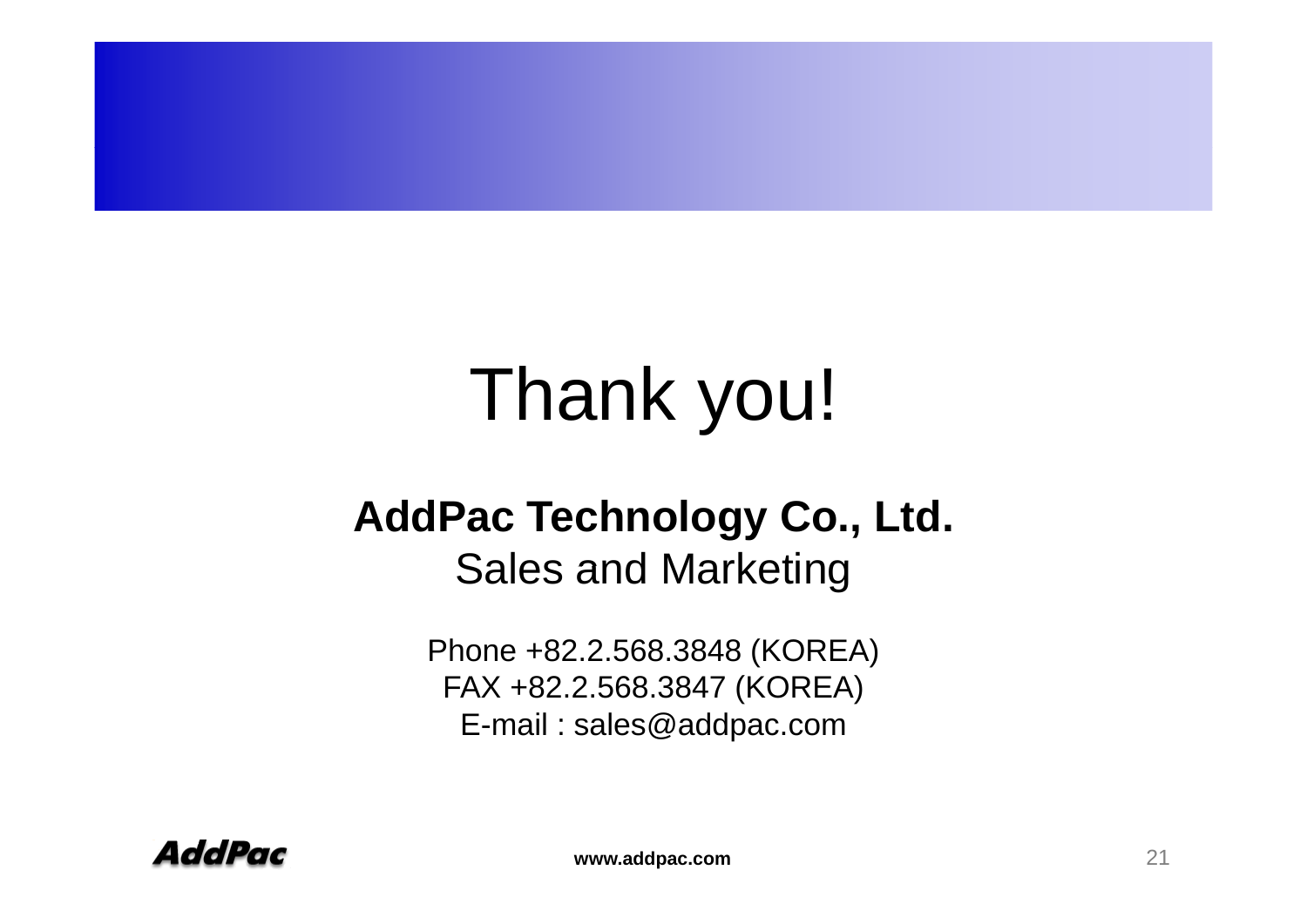# Thank you!

**AddPac Technology Co., Ltd.**

Sales and Marketing

Phone +82.2.568.3848 (KOREA)
FAX +82.2.568.3847 (KOREA)
E-mail : sales@addpac.com